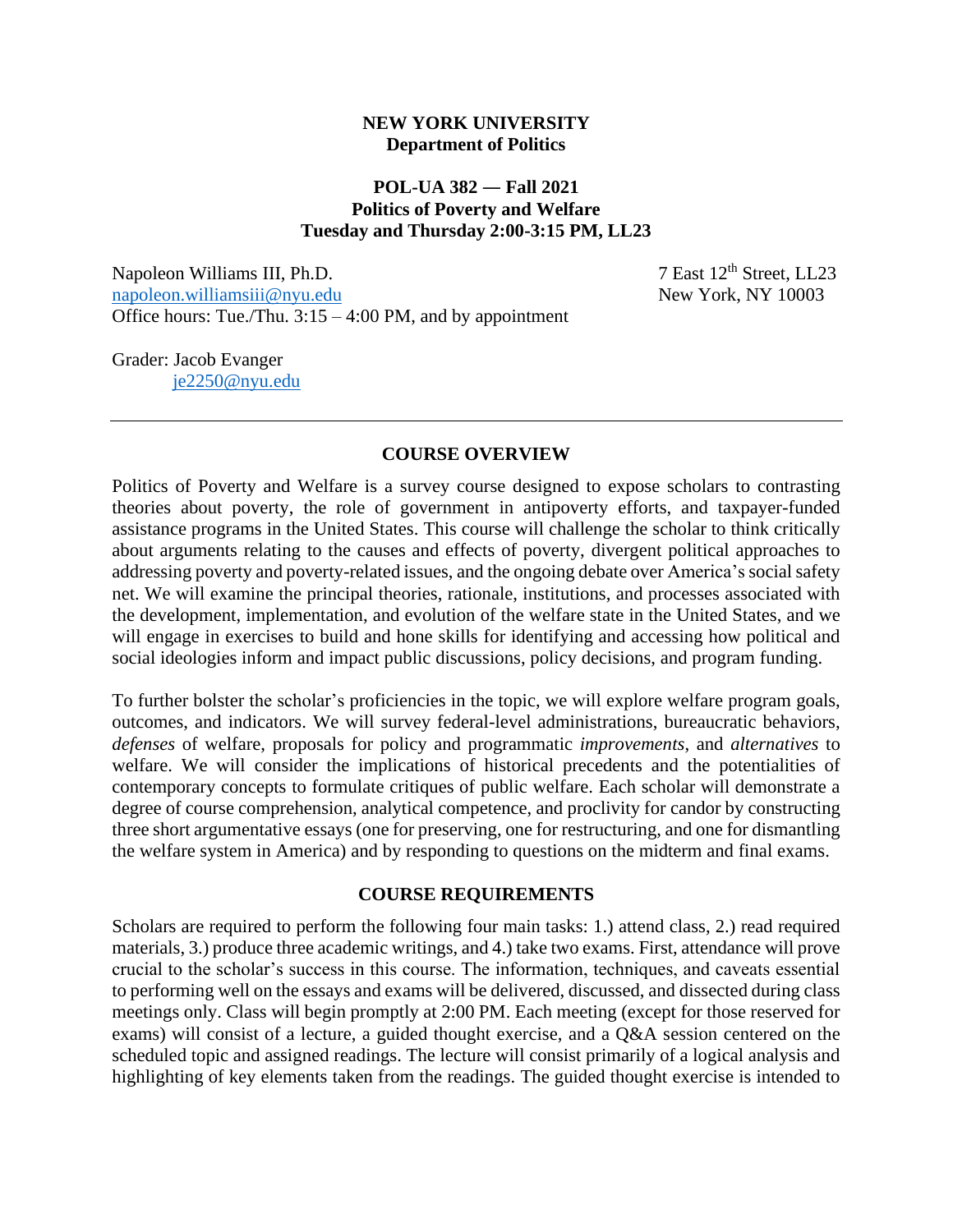**NEW YORK UNIVERSITY**
**Department of Politics**

**POL-UA 382 — Fall 2021**
**Politics of Poverty and Welfare**
**Tuesday and Thursday 2:00-3:15 PM, LL23**

Napoleon Williams III, Ph.D.
napoleon.williamsiii@nyu.edu
Office hours: Tue./Thu. 3:15 – 4:00 PM, and by appointment

7 East 12th Street, LL23
New York, NY 10003

Grader: Jacob Evanger
je2250@nyu.edu

---

## COURSE OVERVIEW

Politics of Poverty and Welfare is a survey course designed to expose scholars to contrasting theories about poverty, the role of government in antipoverty efforts, and taxpayer-funded assistance programs in the United States. This course will challenge the scholar to think critically about arguments relating to the causes and effects of poverty, divergent political approaches to addressing poverty and poverty-related issues, and the ongoing debate over America's social safety net. We will examine the principal theories, rationale, institutions, and processes associated with the development, implementation, and evolution of the welfare state in the United States, and we will engage in exercises to build and hone skills for identifying and accessing how political and social ideologies inform and impact public discussions, policy decisions, and program funding.

To further bolster the scholar's proficiencies in the topic, we will explore welfare program goals, outcomes, and indicators. We will survey federal-level administrations, bureaucratic behaviors, *defenses* of welfare, proposals for policy and programmatic *improvements*, and *alternatives* to welfare. We will consider the implications of historical precedents and the potentialities of contemporary concepts to formulate critiques of public welfare. Each scholar will demonstrate a degree of course comprehension, analytical competence, and proclivity for candor by constructing three short argumentative essays (one for preserving, one for restructuring, and one for dismantling the welfare system in America) and by responding to questions on the midterm and final exams.

## COURSE REQUIREMENTS

Scholars are required to perform the following four main tasks: 1.) attend class, 2.) read required materials, 3.) produce three academic writings, and 4.) take two exams. First, attendance will prove crucial to the scholar's success in this course. The information, techniques, and caveats essential to performing well on the essays and exams will be delivered, discussed, and dissected during class meetings only. Class will begin promptly at 2:00 PM. Each meeting (except for those reserved for exams) will consist of a lecture, a guided thought exercise, and a Q&A session centered on the scheduled topic and assigned readings. The lecture will consist primarily of a logical analysis and highlighting of key elements taken from the readings. The guided thought exercise is intended to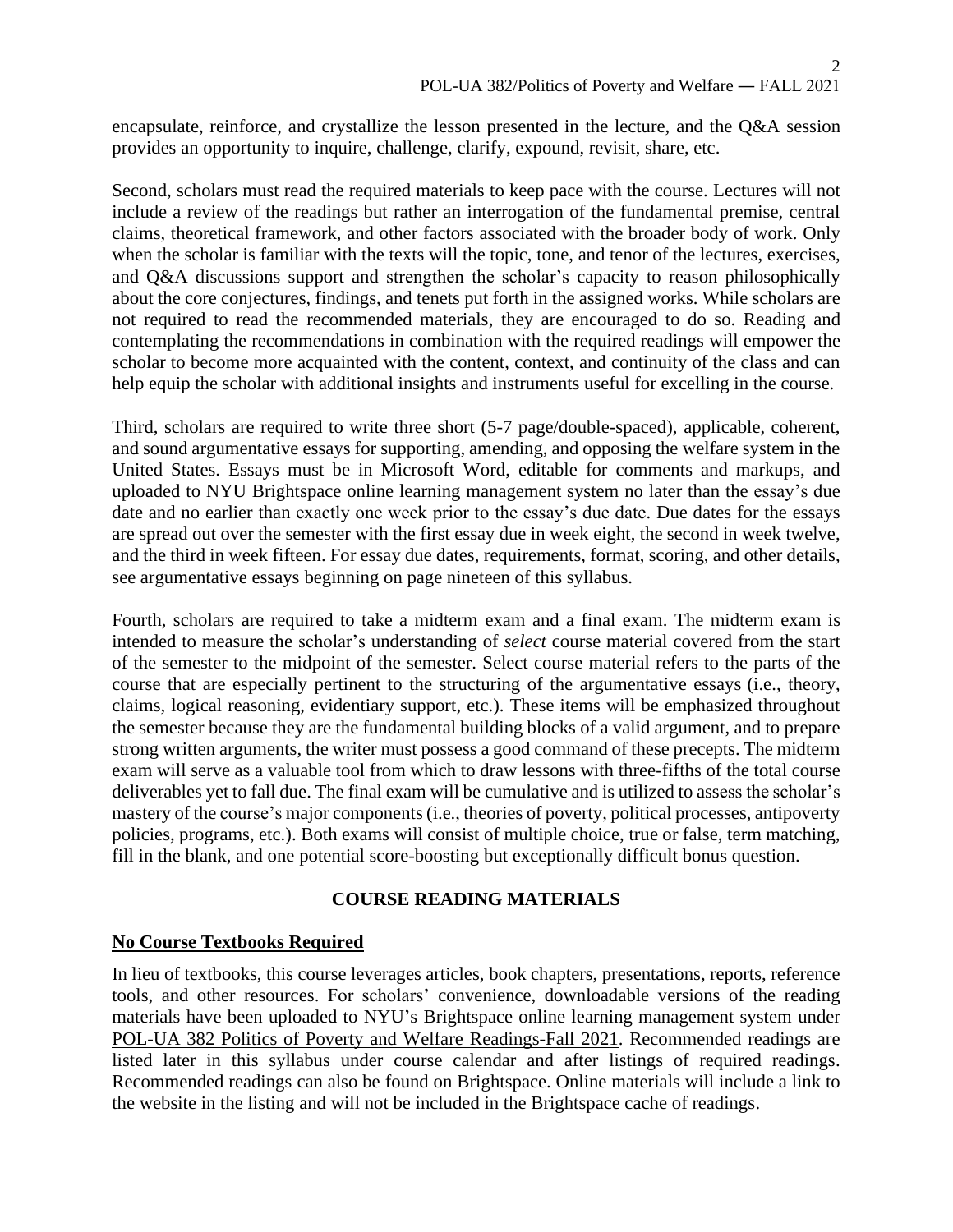encapsulate, reinforce, and crystallize the lesson presented in the lecture, and the Q&A session provides an opportunity to inquire, challenge, clarify, expound, revisit, share, etc.

Second, scholars must read the required materials to keep pace with the course. Lectures will not include a review of the readings but rather an interrogation of the fundamental premise, central claims, theoretical framework, and other factors associated with the broader body of work. Only when the scholar is familiar with the texts will the topic, tone, and tenor of the lectures, exercises, and Q&A discussions support and strengthen the scholar's capacity to reason philosophically about the core conjectures, findings, and tenets put forth in the assigned works. While scholars are not required to read the recommended materials, they are encouraged to do so. Reading and contemplating the recommendations in combination with the required readings will empower the scholar to become more acquainted with the content, context, and continuity of the class and can help equip the scholar with additional insights and instruments useful for excelling in the course.

Third, scholars are required to write three short (5-7 page/double-spaced), applicable, coherent, and sound argumentative essays for supporting, amending, and opposing the welfare system in the United States. Essays must be in Microsoft Word, editable for comments and markups, and uploaded to NYU Brightspace online learning management system no later than the essay's due date and no earlier than exactly one week prior to the essay's due date. Due dates for the essays are spread out over the semester with the first essay due in week eight, the second in week twelve, and the third in week fifteen. For essay due dates, requirements, format, scoring, and other details, see argumentative essays beginning on page nineteen of this syllabus.

Fourth, scholars are required to take a midterm exam and a final exam. The midterm exam is intended to measure the scholar's understanding of *select* course material covered from the start of the semester to the midpoint of the semester. Select course material refers to the parts of the course that are especially pertinent to the structuring of the argumentative essays (i.e., theory, claims, logical reasoning, evidentiary support, etc.). These items will be emphasized throughout the semester because they are the fundamental building blocks of a valid argument, and to prepare strong written arguments, the writer must possess a good command of these precepts. The midterm exam will serve as a valuable tool from which to draw lessons with three-fifths of the total course deliverables yet to fall due. The final exam will be cumulative and is utilized to assess the scholar's mastery of the course's major components (i.e., theories of poverty, political processes, antipoverty policies, programs, etc.). Both exams will consist of multiple choice, true or false, term matching, fill in the blank, and one potential score-boosting but exceptionally difficult bonus question.

## COURSE READING MATERIALS

### <u>No Course Textbooks Required</u>

In lieu of textbooks, this course leverages articles, book chapters, presentations, reports, reference tools, and other resources. For scholars' convenience, downloadable versions of the reading materials have been uploaded to NYU's Brightspace online learning management system under <u>POL-UA 382 Politics of Poverty and Welfare Readings-Fall 2021</u>. Recommended readings are listed later in this syllabus under course calendar and after listings of required readings. Recommended readings can also be found on Brightspace. Online materials will include a link to the website in the listing and will not be included in the Brightspace cache of readings.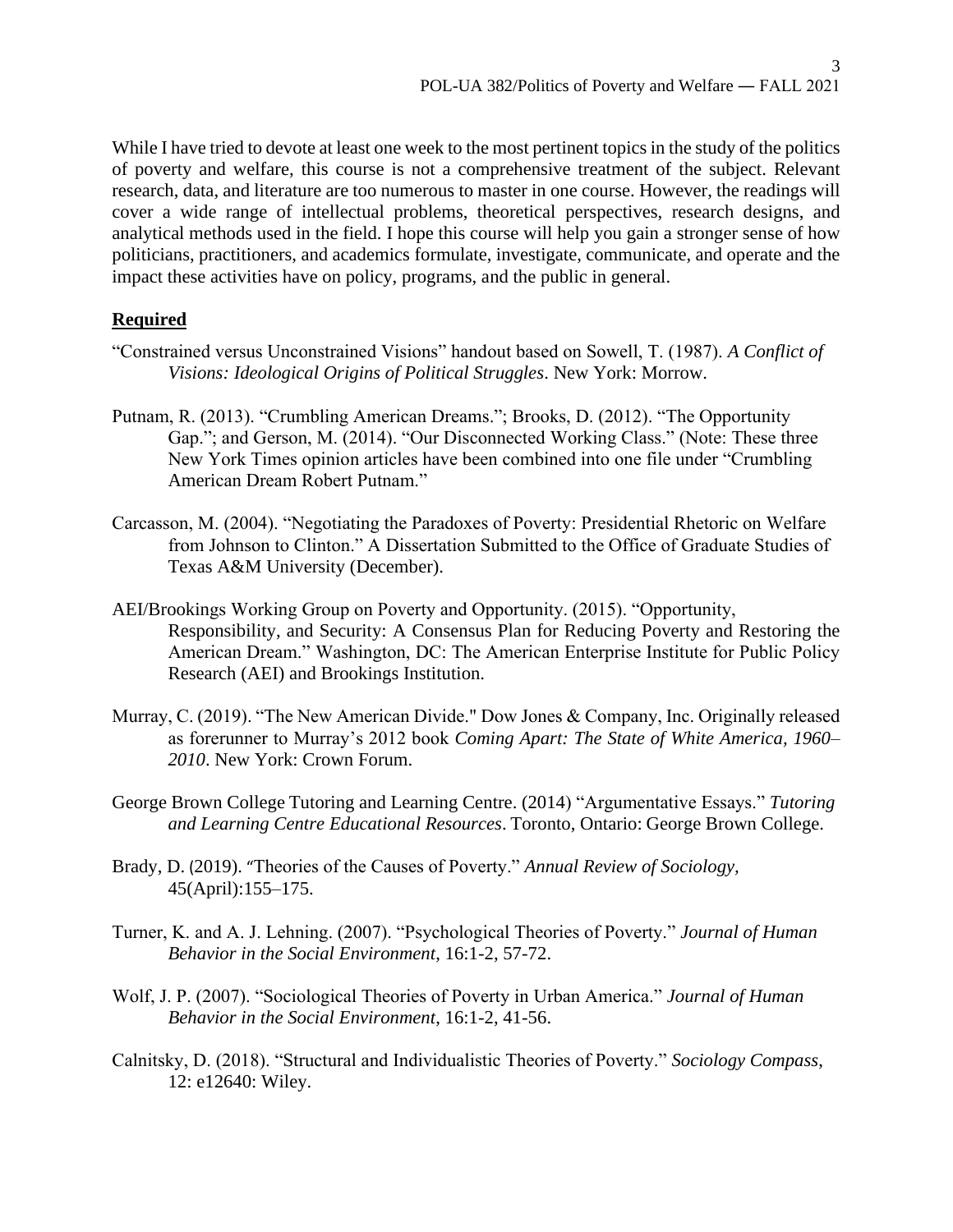While I have tried to devote at least one week to the most pertinent topics in the study of the politics of poverty and welfare, this course is not a comprehensive treatment of the subject. Relevant research, data, and literature are too numerous to master in one course. However, the readings will cover a wide range of intellectual problems, theoretical perspectives, research designs, and analytical methods used in the field. I hope this course will help you gain a stronger sense of how politicians, practitioners, and academics formulate, investigate, communicate, and operate and the impact these activities have on policy, programs, and the public in general.

## **Required**

"Constrained versus Unconstrained Visions" handout based on Sowell, T. (1987). *A Conflict of Visions: Ideological Origins of Political Struggles*. New York: Morrow.

Putnam, R. (2013). "Crumbling American Dreams."; Brooks, D. (2012). "The Opportunity Gap."; and Gerson, M. (2014). "Our Disconnected Working Class." (Note: These three New York Times opinion articles have been combined into one file under "Crumbling American Dream Robert Putnam."

Carcasson, M. (2004). "Negotiating the Paradoxes of Poverty: Presidential Rhetoric on Welfare from Johnson to Clinton." A Dissertation Submitted to the Office of Graduate Studies of Texas A&M University (December).

AEI/Brookings Working Group on Poverty and Opportunity. (2015). "Opportunity, Responsibility, and Security: A Consensus Plan for Reducing Poverty and Restoring the American Dream." Washington, DC: The American Enterprise Institute for Public Policy Research (AEI) and Brookings Institution.

Murray, C. (2019). "The New American Divide." Dow Jones & Company, Inc. Originally released as forerunner to Murray's 2012 book *Coming Apart: The State of White America, 1960–2010*. New York: Crown Forum.

George Brown College Tutoring and Learning Centre. (2014) "Argumentative Essays." *Tutoring and Learning Centre Educational Resources*. Toronto, Ontario: George Brown College.

Brady, D. (2019). "Theories of the Causes of Poverty." *Annual Review of Sociology*, 45(April):155–175.

Turner, K. and A. J. Lehning. (2007). "Psychological Theories of Poverty." *Journal of Human Behavior in the Social Environment*, 16:1-2, 57-72.

Wolf, J. P. (2007). "Sociological Theories of Poverty in Urban America." *Journal of Human Behavior in the Social Environment*, 16:1-2, 41-56.

Calnitsky, D. (2018). "Structural and Individualistic Theories of Poverty." *Sociology Compass*, 12: e12640: Wiley.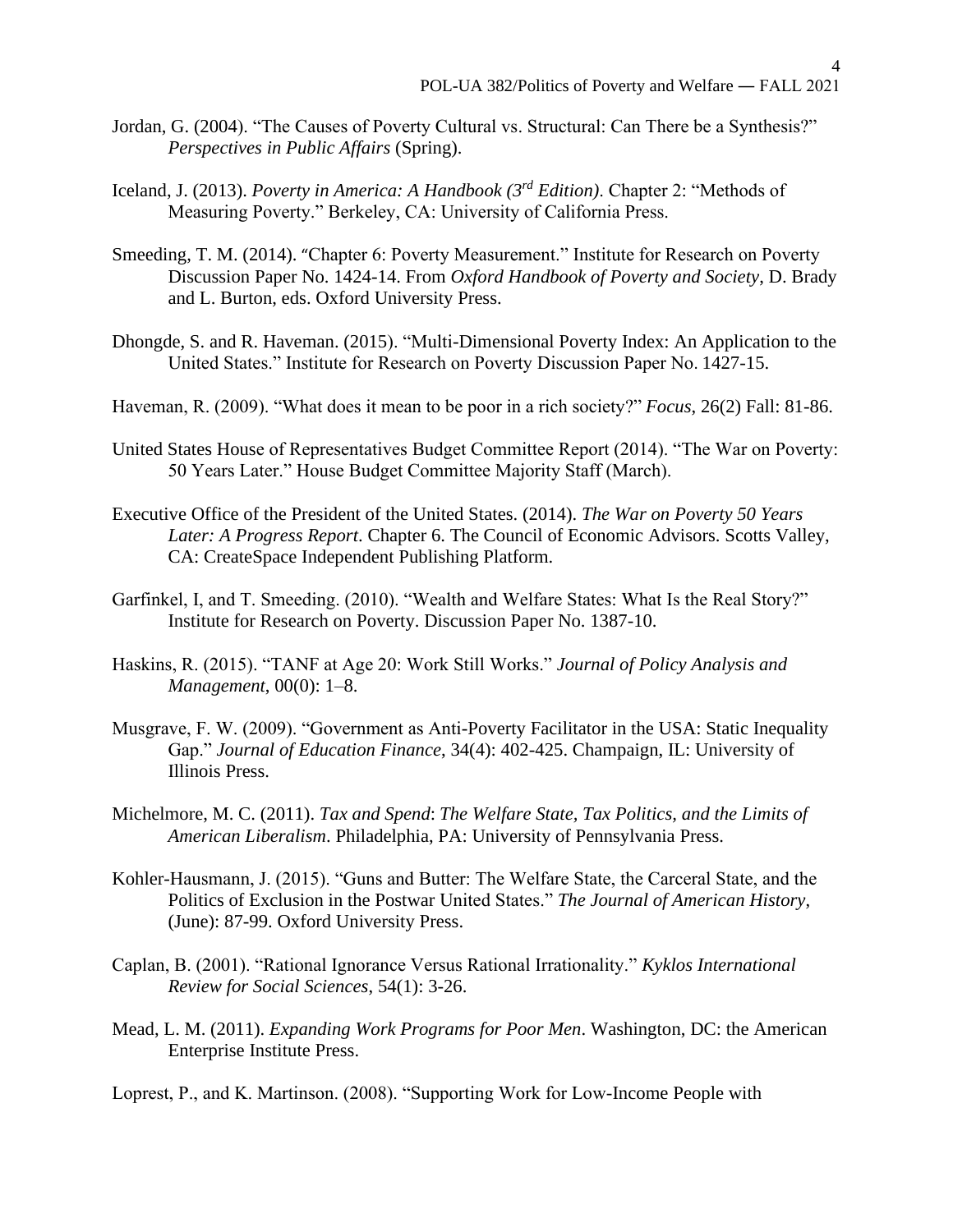Jordan, G. (2004). "The Causes of Poverty Cultural vs. Structural: Can There be a Synthesis?" *Perspectives in Public Affairs* (Spring).

Iceland, J. (2013). *Poverty in America: A Handbook (3rd Edition)*. Chapter 2: "Methods of Measuring Poverty." Berkeley, CA: University of California Press.

Smeeding, T. M. (2014). "Chapter 6: Poverty Measurement." Institute for Research on Poverty Discussion Paper No. 1424-14. From *Oxford Handbook of Poverty and Society*, D. Brady and L. Burton, eds. Oxford University Press.

Dhongde, S. and R. Haveman. (2015). "Multi-Dimensional Poverty Index: An Application to the United States." Institute for Research on Poverty Discussion Paper No. 1427-15.

Haveman, R. (2009). "What does it mean to be poor in a rich society?" *Focus*, 26(2) Fall: 81-86.

United States House of Representatives Budget Committee Report (2014). "The War on Poverty: 50 Years Later." House Budget Committee Majority Staff (March).

Executive Office of the President of the United States. (2014). *The War on Poverty 50 Years Later: A Progress Report*. Chapter 6. The Council of Economic Advisors. Scotts Valley, CA: CreateSpace Independent Publishing Platform.

Garfinkel, I, and T. Smeeding. (2010). "Wealth and Welfare States: What Is the Real Story?" Institute for Research on Poverty. Discussion Paper No. 1387-10.

Haskins, R. (2015). "TANF at Age 20: Work Still Works." *Journal of Policy Analysis and Management*, 00(0): 1–8.

Musgrave, F. W. (2009). "Government as Anti-Poverty Facilitator in the USA: Static Inequality Gap." *Journal of Education Finance*, 34(4): 402-425. Champaign, IL: University of Illinois Press.

Michelmore, M. C. (2011). *Tax and Spend*: *The Welfare State, Tax Politics, and the Limits of American Liberalism*. Philadelphia, PA: University of Pennsylvania Press.

Kohler-Hausmann, J. (2015). "Guns and Butter: The Welfare State, the Carceral State, and the Politics of Exclusion in the Postwar United States." *The Journal of American History*, (June): 87-99. Oxford University Press.

Caplan, B. (2001). "Rational Ignorance Versus Rational Irrationality." *Kyklos International Review for Social Sciences*, 54(1): 3-26.

Mead, L. M. (2011). *Expanding Work Programs for Poor Men*. Washington, DC: the American Enterprise Institute Press.

Loprest, P., and K. Martinson. (2008). "Supporting Work for Low-Income People with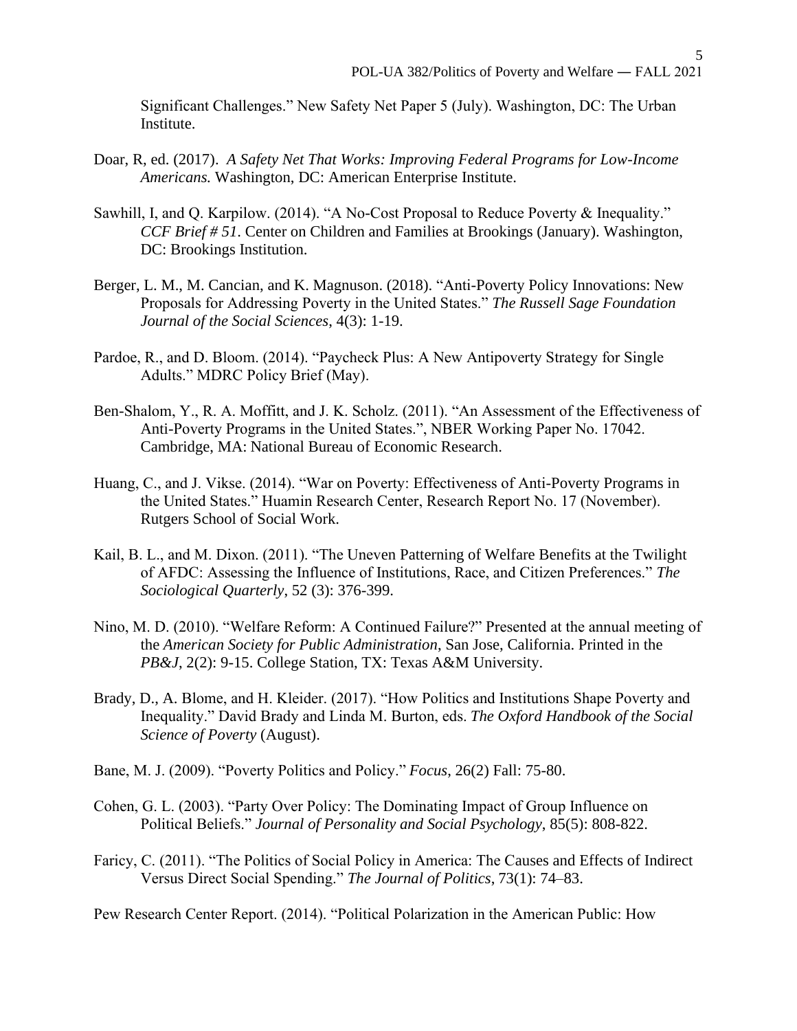Significant Challenges." New Safety Net Paper 5 (July). Washington, DC: The Urban Institute.

Doar, R, ed. (2017). *A Safety Net That Works: Improving Federal Programs for Low-Income Americans.* Washington, DC: American Enterprise Institute.

Sawhill, I, and Q. Karpilow. (2014). "A No-Cost Proposal to Reduce Poverty & Inequality." *CCF Brief # 51*. Center on Children and Families at Brookings (January). Washington, DC: Brookings Institution.

Berger, L. M., M. Cancian, and K. Magnuson. (2018). "Anti-Poverty Policy Innovations: New Proposals for Addressing Poverty in the United States." *The Russell Sage Foundation Journal of the Social Sciences*, 4(3): 1-19.

Pardoe, R., and D. Bloom. (2014). "Paycheck Plus: A New Antipoverty Strategy for Single Adults." MDRC Policy Brief (May).

Ben-Shalom, Y., R. A. Moffitt, and J. K. Scholz. (2011). "An Assessment of the Effectiveness of Anti-Poverty Programs in the United States.", NBER Working Paper No. 17042. Cambridge, MA: National Bureau of Economic Research.

Huang, C., and J. Vikse. (2014). "War on Poverty: Effectiveness of Anti-Poverty Programs in the United States." Huamin Research Center, Research Report No. 17 (November). Rutgers School of Social Work.

Kail, B. L., and M. Dixon. (2011). "The Uneven Patterning of Welfare Benefits at the Twilight of AFDC: Assessing the Influence of Institutions, Race, and Citizen Preferences." *The Sociological Quarterly*, 52 (3): 376-399.

Nino, M. D. (2010). "Welfare Reform: A Continued Failure?" Presented at the annual meeting of the *American Society for Public Administration*, San Jose, California. Printed in the *PB&J*, 2(2): 9-15. College Station, TX: Texas A&M University.

Brady, D., A. Blome, and H. Kleider. (2017). "How Politics and Institutions Shape Poverty and Inequality." David Brady and Linda M. Burton, eds. *The Oxford Handbook of the Social Science of Poverty* (August).

Bane, M. J. (2009). "Poverty Politics and Policy." *Focus*, 26(2) Fall: 75-80.

Cohen, G. L. (2003). "Party Over Policy: The Dominating Impact of Group Influence on Political Beliefs." *Journal of Personality and Social Psychology*, 85(5): 808-822.

Faricy, C. (2011). "The Politics of Social Policy in America: The Causes and Effects of Indirect Versus Direct Social Spending." *The Journal of Politics*, 73(1): 74–83.

Pew Research Center Report. (2014). "Political Polarization in the American Public: How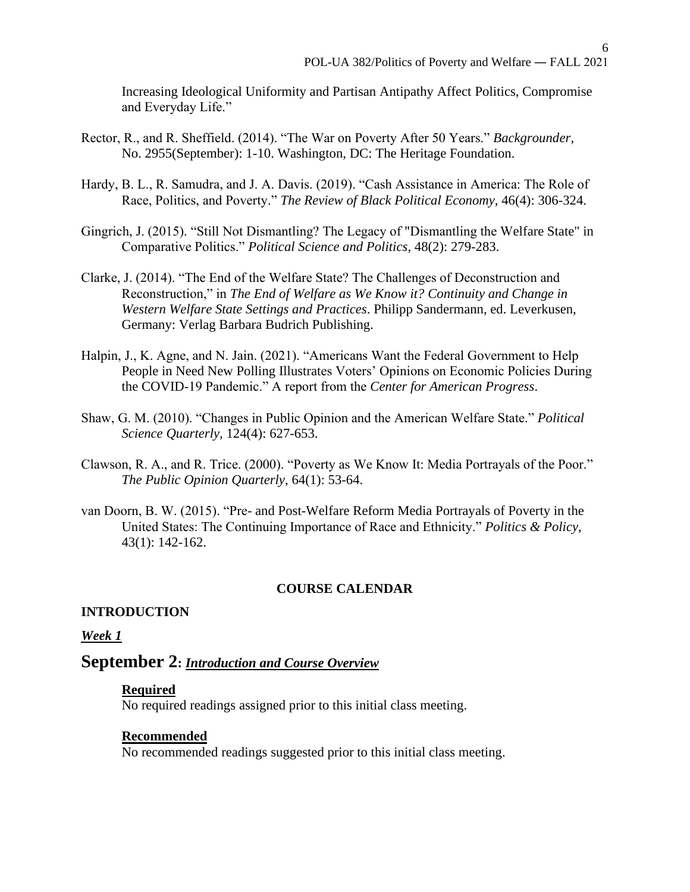Increasing Ideological Uniformity and Partisan Antipathy Affect Politics, Compromise and Everyday Life."

Rector, R., and R. Sheffield. (2014). "The War on Poverty After 50 Years." *Backgrounder*, No. 2955(September): 1-10. Washington, DC: The Heritage Foundation.

Hardy, B. L., R. Samudra, and J. A. Davis. (2019). "Cash Assistance in America: The Role of Race, Politics, and Poverty." *The Review of Black Political Economy*, 46(4): 306-324.

Gingrich, J. (2015). "Still Not Dismantling? The Legacy of "Dismantling the Welfare State" in Comparative Politics." *Political Science and Politics*, 48(2): 279-283.

Clarke, J. (2014). "The End of the Welfare State? The Challenges of Deconstruction and Reconstruction," in *The End of Welfare as We Know it? Continuity and Change in Western Welfare State Settings and Practices*. Philipp Sandermann, ed. Leverkusen, Germany: Verlag Barbara Budrich Publishing.

Halpin, J., K. Agne, and N. Jain. (2021). "Americans Want the Federal Government to Help People in Need New Polling Illustrates Voters' Opinions on Economic Policies During the COVID-19 Pandemic." A report from the *Center for American Progress*.

Shaw, G. M. (2010). "Changes in Public Opinion and the American Welfare State." *Political Science Quarterly*, 124(4): 627-653.

Clawson, R. A., and R. Trice. (2000). "Poverty as We Know It: Media Portrayals of the Poor." *The Public Opinion Quarterly*, 64(1): 53-64.

van Doorn, B. W. (2015). "Pre- and Post-Welfare Reform Media Portrayals of Poverty in the United States: The Continuing Importance of Race and Ethnicity." *Politics & Policy*, 43(1): 142-162.

## COURSE CALENDAR

### INTRODUCTION

***Week 1***

## September 2: ***Introduction and Course Overview***

**Required**

No required readings assigned prior to this initial class meeting.

**Recommended**

No recommended readings suggested prior to this initial class meeting.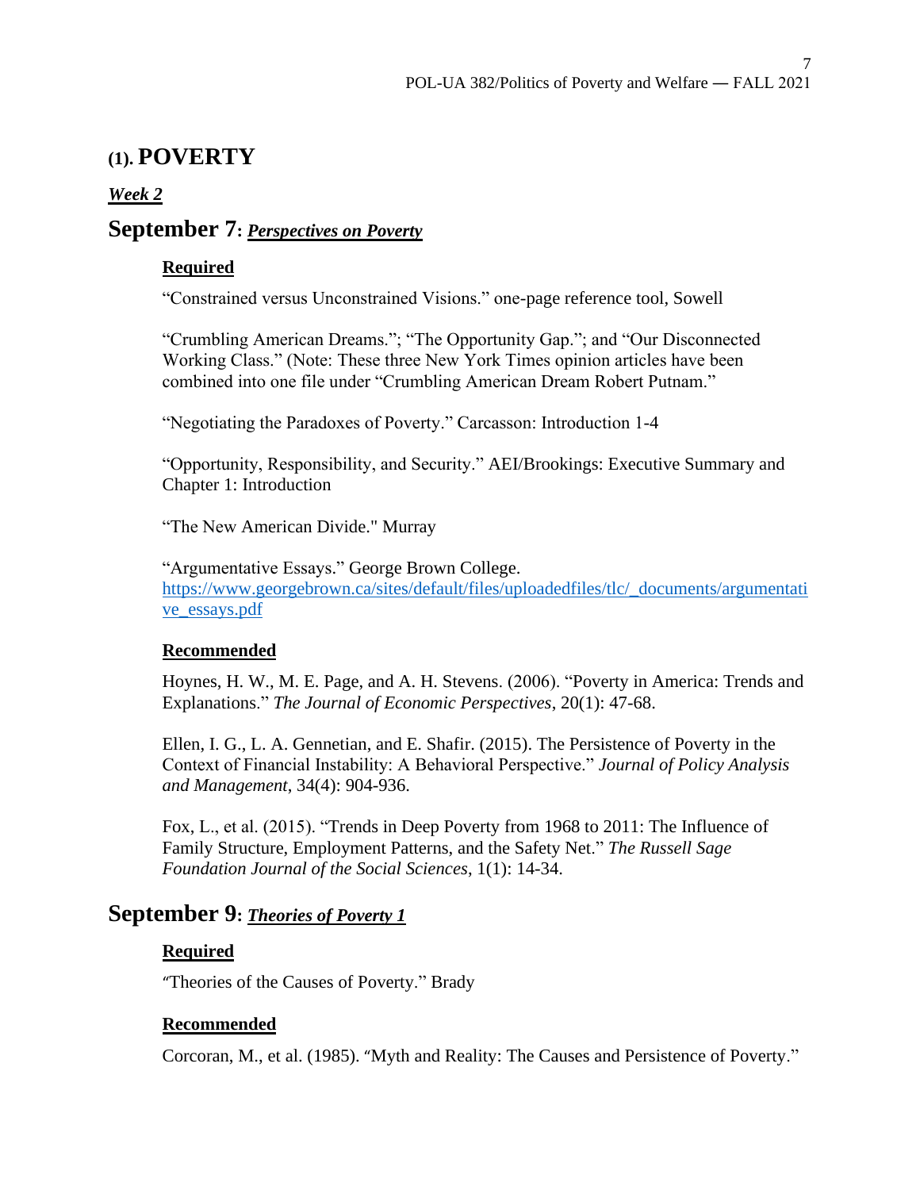# (1). POVERTY

***Week 2***

## September 7: ***Perspectives on Poverty***

**Required**

"Constrained versus Unconstrained Visions." one-page reference tool, Sowell

"Crumbling American Dreams."; "The Opportunity Gap."; and "Our Disconnected Working Class." (Note: These three New York Times opinion articles have been combined into one file under "Crumbling American Dream Robert Putnam."

"Negotiating the Paradoxes of Poverty." Carcasson: Introduction 1-4

"Opportunity, Responsibility, and Security." AEI/Brookings: Executive Summary and Chapter 1: Introduction

"The New American Divide." Murray

"Argumentative Essays." George Brown College. https://www.georgebrown.ca/sites/default/files/uploadedfiles/tlc/_documents/argumentative_essays.pdf

**Recommended**

Hoynes, H. W., M. E. Page, and A. H. Stevens. (2006). "Poverty in America: Trends and Explanations." *The Journal of Economic Perspectives*, 20(1): 47-68.

Ellen, I. G., L. A. Gennetian, and E. Shafir. (2015). The Persistence of Poverty in the Context of Financial Instability: A Behavioral Perspective." *Journal of Policy Analysis and Management*, 34(4): 904-936.

Fox, L., et al. (2015). "Trends in Deep Poverty from 1968 to 2011: The Influence of Family Structure, Employment Patterns, and the Safety Net." *The Russell Sage Foundation Journal of the Social Sciences*, 1(1): 14-34.

## September 9: ***Theories of Poverty 1***

**Required**

"Theories of the Causes of Poverty." Brady

**Recommended**

Corcoran, M., et al. (1985). "Myth and Reality: The Causes and Persistence of Poverty."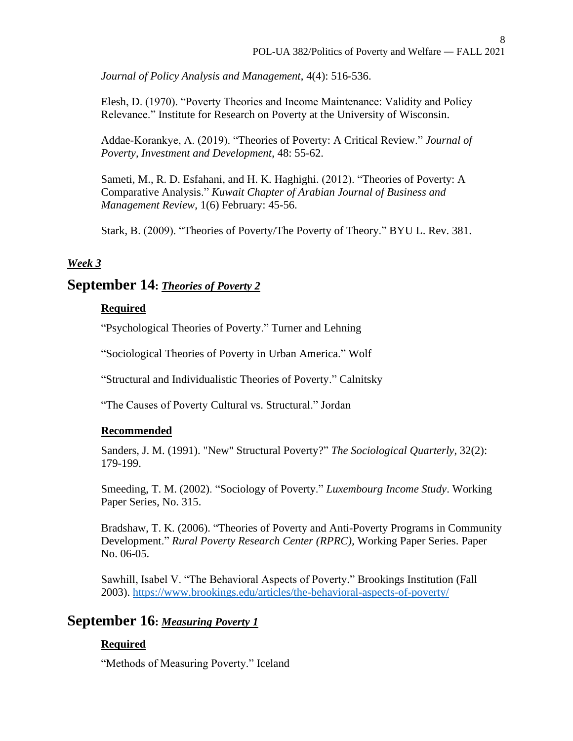*Journal of Policy Analysis and Management*, 4(4): 516-536.

Elesh, D. (1970). "Poverty Theories and Income Maintenance: Validity and Policy Relevance." Institute for Research on Poverty at the University of Wisconsin.

Addae-Korankye, A. (2019). "Theories of Poverty: A Critical Review." *Journal of Poverty, Investment and Development*, 48: 55-62.

Sameti, M., R. D. Esfahani, and H. K. Haghighi. (2012). "Theories of Poverty: A Comparative Analysis." *Kuwait Chapter of Arabian Journal of Business and Management Review*, 1(6) February: 45-56.

Stark, B. (2009). "Theories of Poverty/The Poverty of Theory." BYU L. Rev. 381.

***Week 3***

## September 14: ***Theories of Poverty 2***

**Required**

"Psychological Theories of Poverty." Turner and Lehning

"Sociological Theories of Poverty in Urban America." Wolf

"Structural and Individualistic Theories of Poverty." Calnitsky

"The Causes of Poverty Cultural vs. Structural." Jordan

**Recommended**

Sanders, J. M. (1991). "New" Structural Poverty?" *The Sociological Quarterly*, 32(2): 179-199.

Smeeding, T. M. (2002). "Sociology of Poverty." *Luxembourg Income Study*. Working Paper Series, No. 315.

Bradshaw, T. K. (2006). "Theories of Poverty and Anti-Poverty Programs in Community Development." *Rural Poverty Research Center (RPRC)*, Working Paper Series. Paper No. 06-05.

Sawhill, Isabel V. "The Behavioral Aspects of Poverty." Brookings Institution (Fall 2003). https://www.brookings.edu/articles/the-behavioral-aspects-of-poverty/

## September 16: ***Measuring Poverty 1***

**Required**

"Methods of Measuring Poverty." Iceland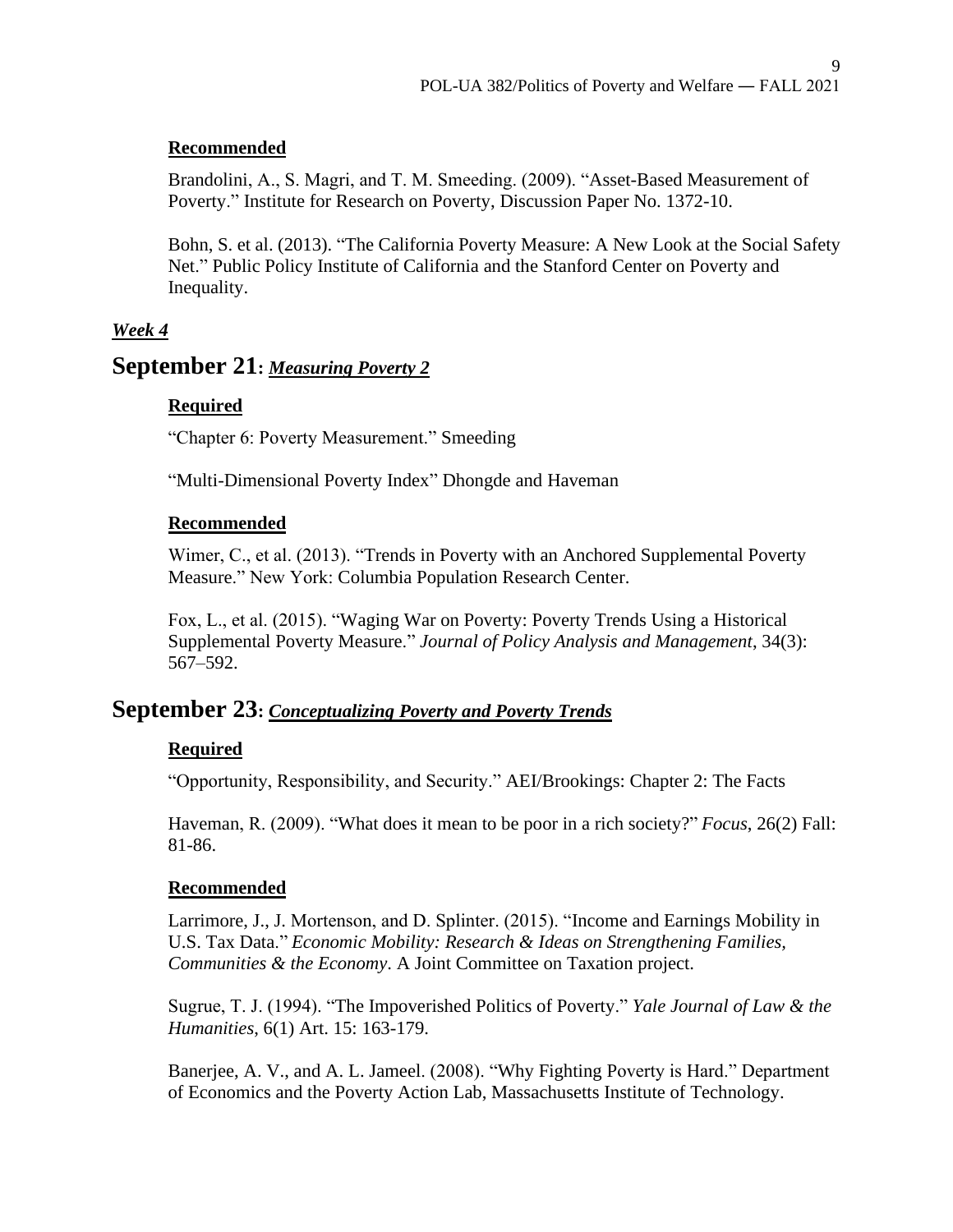**Recommended**

Brandolini, A., S. Magri, and T. M. Smeeding. (2009). "Asset-Based Measurement of Poverty." Institute for Research on Poverty, Discussion Paper No. 1372-10.

Bohn, S. et al. (2013). "The California Poverty Measure: A New Look at the Social Safety Net." Public Policy Institute of California and the Stanford Center on Poverty and Inequality.

***Week 4***

# September 21: ***Measuring Poverty 2***

**Required**

"Chapter 6: Poverty Measurement." Smeeding

"Multi-Dimensional Poverty Index" Dhongde and Haveman

**Recommended**

Wimer, C., et al. (2013). "Trends in Poverty with an Anchored Supplemental Poverty Measure." New York: Columbia Population Research Center.

Fox, L., et al. (2015). "Waging War on Poverty: Poverty Trends Using a Historical Supplemental Poverty Measure." *Journal of Policy Analysis and Management*, 34(3): 567–592.

# September 23: ***Conceptualizing Poverty and Poverty Trends***

**Required**

"Opportunity, Responsibility, and Security." AEI/Brookings: Chapter 2: The Facts

Haveman, R. (2009). "What does it mean to be poor in a rich society?" *Focus*, 26(2) Fall: 81-86.

**Recommended**

Larrimore, J., J. Mortenson, and D. Splinter. (2015). "Income and Earnings Mobility in U.S. Tax Data." *Economic Mobility: Research & Ideas on Strengthening Families, Communities & the Economy*. A Joint Committee on Taxation project.

Sugrue, T. J. (1994). "The Impoverished Politics of Poverty." *Yale Journal of Law & the Humanities*, 6(1) Art. 15: 163-179.

Banerjee, A. V., and A. L. Jameel. (2008). "Why Fighting Poverty is Hard." Department of Economics and the Poverty Action Lab, Massachusetts Institute of Technology.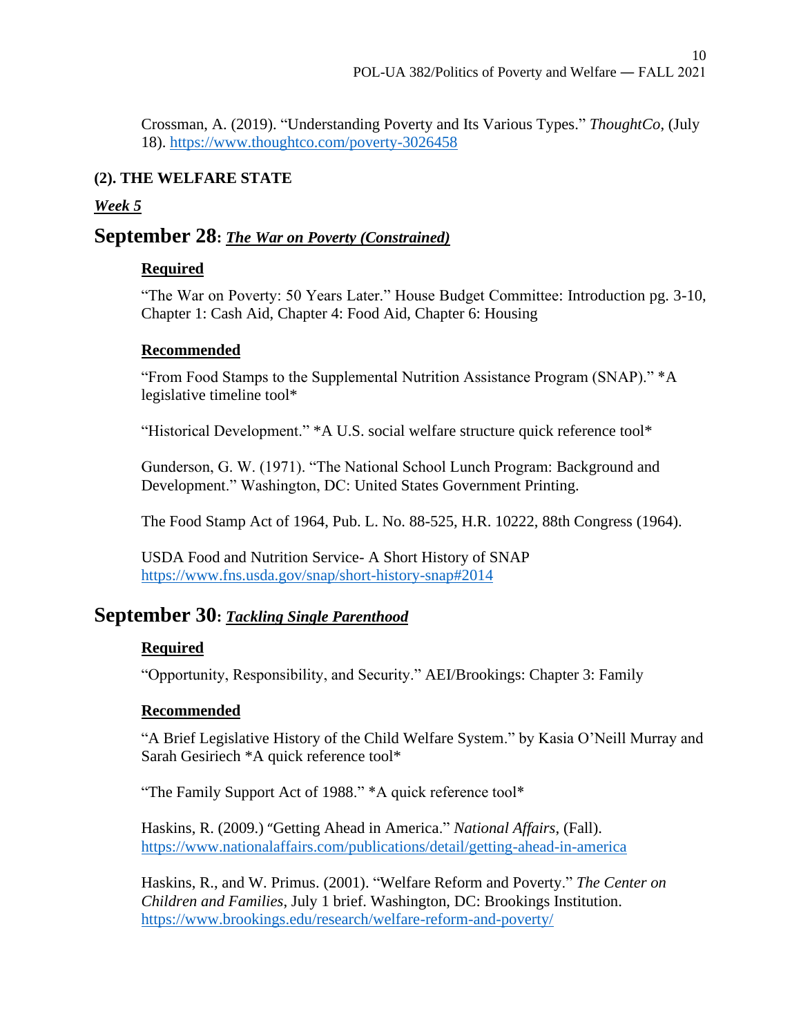Crossman, A. (2019). "Understanding Poverty and Its Various Types." *ThoughtCo*, (July 18). https://www.thoughtco.com/poverty-3026458

**(2). THE WELFARE STATE**

***Week 5***

## September 28: ***The War on Poverty (Constrained)***

### Required

"The War on Poverty: 50 Years Later." House Budget Committee: Introduction pg. 3-10, Chapter 1: Cash Aid, Chapter 4: Food Aid, Chapter 6: Housing

### Recommended

"From Food Stamps to the Supplemental Nutrition Assistance Program (SNAP)." *A legislative timeline tool*

"Historical Development." *A U.S. social welfare structure quick reference tool*

Gunderson, G. W. (1971). "The National School Lunch Program: Background and Development." Washington, DC: United States Government Printing.

The Food Stamp Act of 1964, Pub. L. No. 88-525, H.R. 10222, 88th Congress (1964).

USDA Food and Nutrition Service- A Short History of SNAP https://www.fns.usda.gov/snap/short-history-snap#2014

## September 30: ***Tackling Single Parenthood***

### Required

"Opportunity, Responsibility, and Security." AEI/Brookings: Chapter 3: Family

### Recommended

"A Brief Legislative History of the Child Welfare System." by Kasia O'Neill Murray and Sarah Gesiriech *A quick reference tool*

"The Family Support Act of 1988." *A quick reference tool*

Haskins, R. (2009.) "Getting Ahead in America." *National Affairs*, (Fall). https://www.nationalaffairs.com/publications/detail/getting-ahead-in-america

Haskins, R., and W. Primus. (2001). "Welfare Reform and Poverty." *The Center on Children and Families*, July 1 brief. Washington, DC: Brookings Institution. https://www.brookings.edu/research/welfare-reform-and-poverty/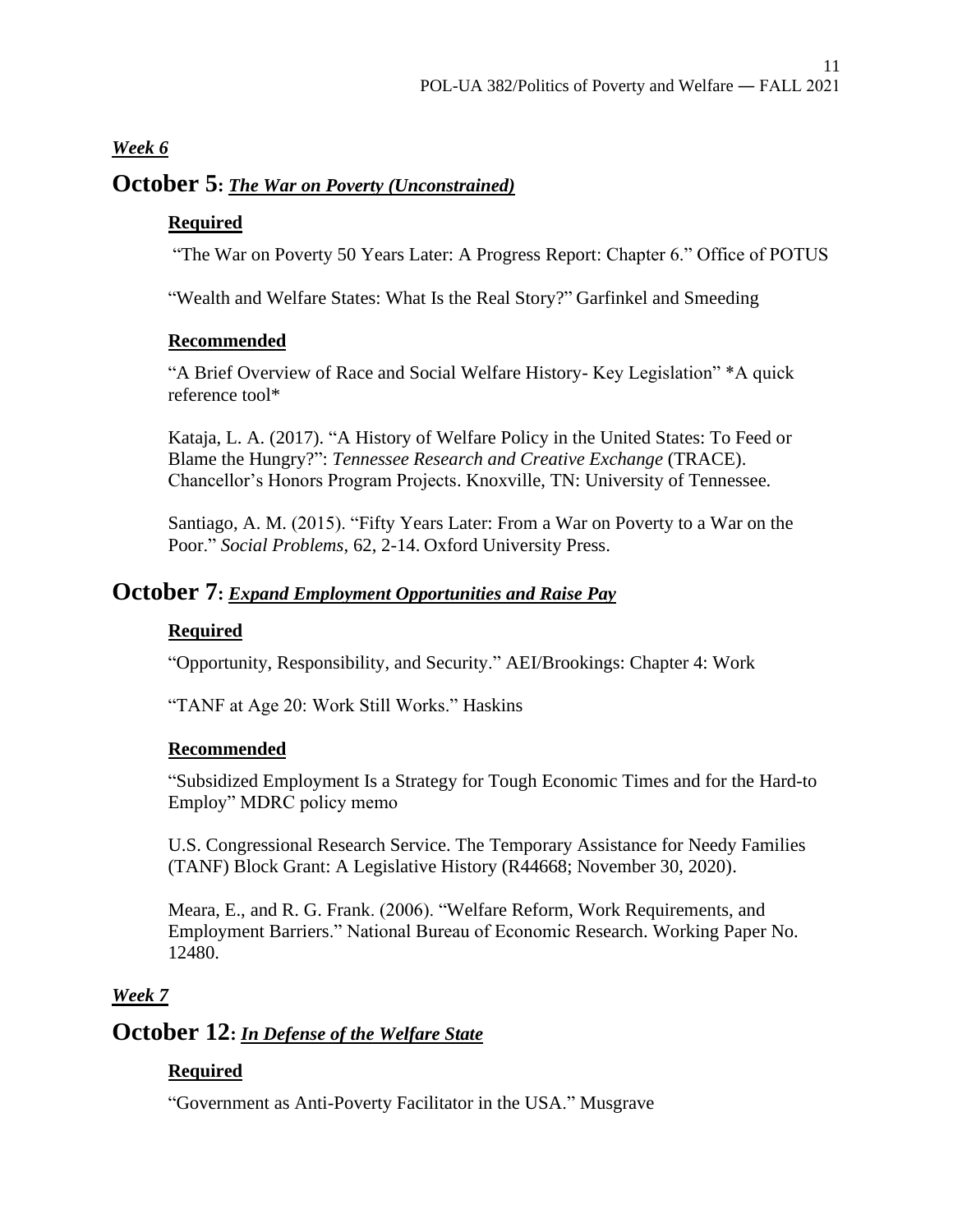***Week 6***

## October 5: ***The War on Poverty (Unconstrained)***

**Required**

"The War on Poverty 50 Years Later: A Progress Report: Chapter 6." Office of POTUS

"Wealth and Welfare States: What Is the Real Story?" Garfinkel and Smeeding

**Recommended**

"A Brief Overview of Race and Social Welfare History- Key Legislation" *A quick reference tool*

Kataja, L. A. (2017). "A History of Welfare Policy in the United States: To Feed or Blame the Hungry?": *Tennessee Research and Creative Exchange* (TRACE). Chancellor's Honors Program Projects. Knoxville, TN: University of Tennessee.

Santiago, A. M. (2015). "Fifty Years Later: From a War on Poverty to a War on the Poor." *Social Problems*, 62, 2-14. Oxford University Press.

## October 7: ***Expand Employment Opportunities and Raise Pay***

**Required**

"Opportunity, Responsibility, and Security." AEI/Brookings: Chapter 4: Work

"TANF at Age 20: Work Still Works." Haskins

**Recommended**

"Subsidized Employment Is a Strategy for Tough Economic Times and for the Hard-to Employ" MDRC policy memo

U.S. Congressional Research Service. The Temporary Assistance for Needy Families (TANF) Block Grant: A Legislative History (R44668; November 30, 2020).

Meara, E., and R. G. Frank. (2006). "Welfare Reform, Work Requirements, and Employment Barriers." National Bureau of Economic Research. Working Paper No. 12480.

***Week 7***

## October 12: ***In Defense of the Welfare State***

**Required**

"Government as Anti-Poverty Facilitator in the USA." Musgrave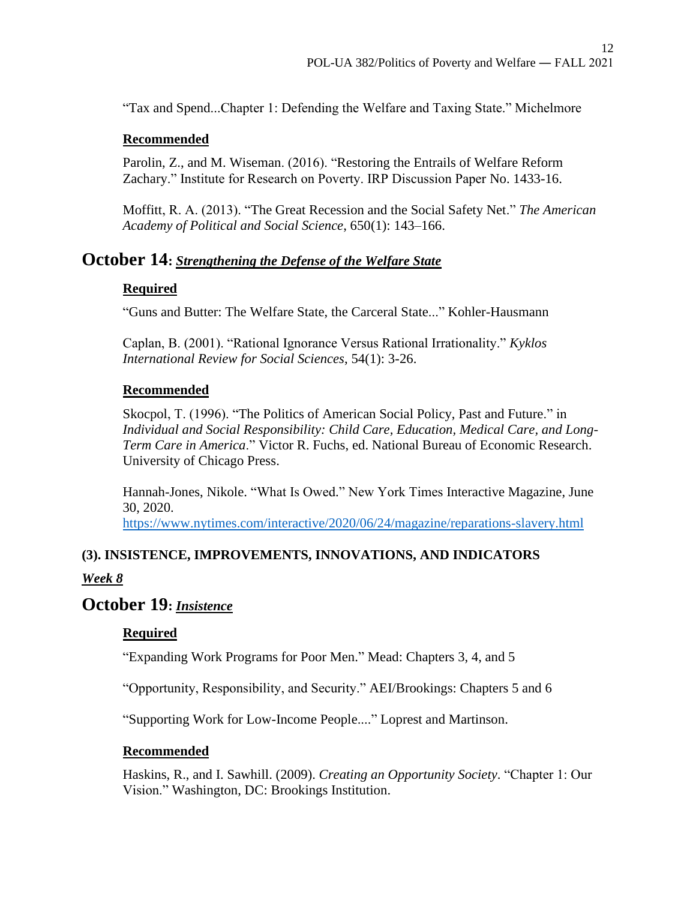"Tax and Spend...Chapter 1: Defending the Welfare and Taxing State." Michelmore

**Recommended**

Parolin, Z., and M. Wiseman. (2016). "Restoring the Entrails of Welfare Reform Zachary." Institute for Research on Poverty. IRP Discussion Paper No. 1433-16.

Moffitt, R. A. (2013). "The Great Recession and the Social Safety Net." *The American Academy of Political and Social Science*, 650(1): 143–166.

## October 14: ***Strengthening the Defense of the Welfare State***

**Required**

"Guns and Butter: The Welfare State, the Carceral State..." Kohler-Hausmann

Caplan, B. (2001). "Rational Ignorance Versus Rational Irrationality." *Kyklos International Review for Social Sciences*, 54(1): 3-26.

**Recommended**

Skocpol, T. (1996). "The Politics of American Social Policy, Past and Future." in *Individual and Social Responsibility: Child Care, Education, Medical Care, and Long-Term Care in America*." Victor R. Fuchs, ed. National Bureau of Economic Research. University of Chicago Press.

Hannah-Jones, Nikole. "What Is Owed." New York Times Interactive Magazine, June 30, 2020.
https://www.nytimes.com/interactive/2020/06/24/magazine/reparations-slavery.html

### (3). INSISTENCE, IMPROVEMENTS, INNOVATIONS, AND INDICATORS

***Week 8***

## October 19: ***Insistence***

**Required**

"Expanding Work Programs for Poor Men." Mead: Chapters 3, 4, and 5

"Opportunity, Responsibility, and Security." AEI/Brookings: Chapters 5 and 6

"Supporting Work for Low-Income People...." Loprest and Martinson.

**Recommended**

Haskins, R., and I. Sawhill. (2009). *Creating an Opportunity Society*. "Chapter 1: Our Vision." Washington, DC: Brookings Institution.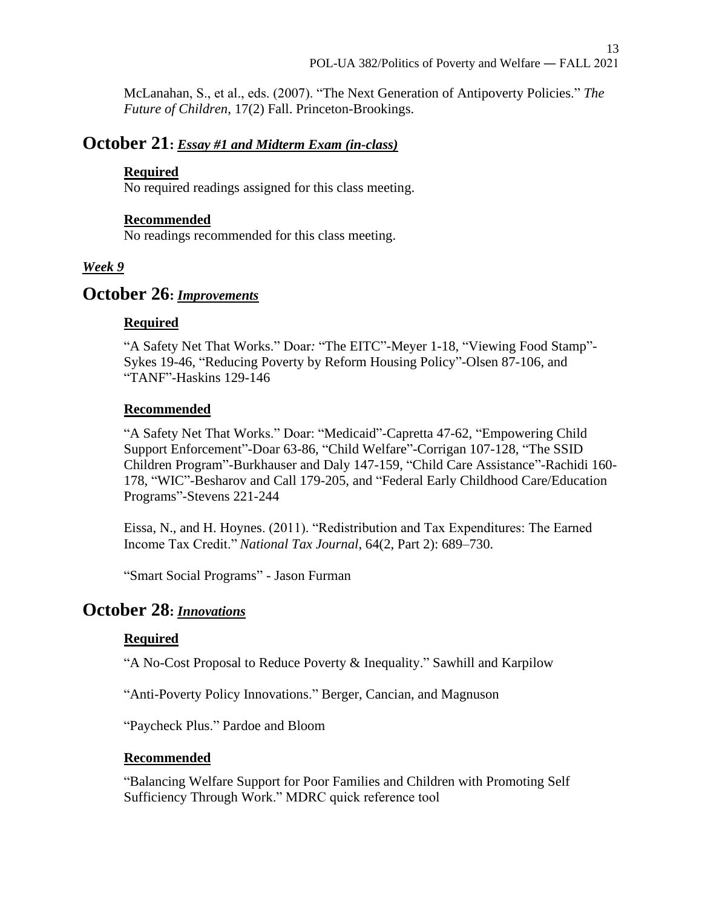McLanahan, S., et al., eds. (2007). "The Next Generation of Antipoverty Policies." *The Future of Children*, 17(2) Fall. Princeton-Brookings.

## October 21: *Essay #1 and Midterm Exam (in-class)*

**Required**

No required readings assigned for this class meeting.

**Recommended**

No readings recommended for this class meeting.

### *Week 9*

## October 26: *Improvements*

**Required**

"A Safety Net That Works." Doar: "The EITC"-Meyer 1-18, "Viewing Food Stamp"-Sykes 19-46, "Reducing Poverty by Reform Housing Policy"-Olsen 87-106, and "TANF"-Haskins 129-146

**Recommended**

"A Safety Net That Works." Doar: "Medicaid"-Capretta 47-62, "Empowering Child Support Enforcement"-Doar 63-86, "Child Welfare"-Corrigan 107-128, "The SSID Children Program"-Burkhauser and Daly 147-159, "Child Care Assistance"-Rachidi 160-178, "WIC"-Besharov and Call 179-205, and "Federal Early Childhood Care/Education Programs"-Stevens 221-244

Eissa, N., and H. Hoynes. (2011). "Redistribution and Tax Expenditures: The Earned Income Tax Credit." *National Tax Journal*, 64(2, Part 2): 689–730.

"Smart Social Programs" - Jason Furman

## October 28: *Innovations*

**Required**

"A No-Cost Proposal to Reduce Poverty & Inequality." Sawhill and Karpilow

"Anti-Poverty Policy Innovations." Berger, Cancian, and Magnuson

"Paycheck Plus." Pardoe and Bloom

**Recommended**

"Balancing Welfare Support for Poor Families and Children with Promoting Self Sufficiency Through Work." MDRC quick reference tool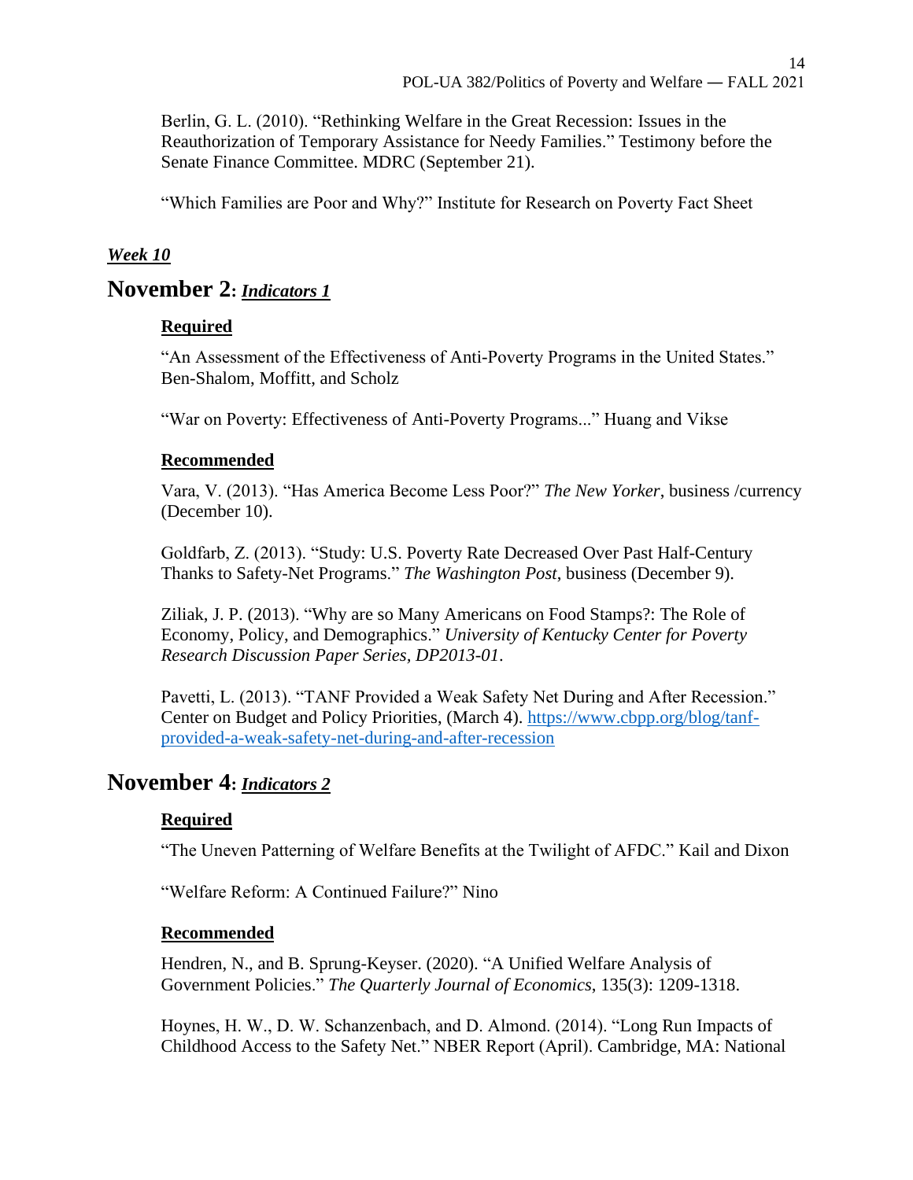Berlin, G. L. (2010). "Rethinking Welfare in the Great Recession: Issues in the Reauthorization of Temporary Assistance for Needy Families." Testimony before the Senate Finance Committee. MDRC (September 21).

"Which Families are Poor and Why?" Institute for Research on Poverty Fact Sheet

***Week 10***

## November 2: ***Indicators 1***

### **Required**

"An Assessment of the Effectiveness of Anti-Poverty Programs in the United States." Ben-Shalom, Moffitt, and Scholz

"War on Poverty: Effectiveness of Anti-Poverty Programs..." Huang and Vikse

### **Recommended**

Vara, V. (2013). "Has America Become Less Poor?" *The New Yorker*, business /currency (December 10).

Goldfarb, Z. (2013). "Study: U.S. Poverty Rate Decreased Over Past Half-Century Thanks to Safety-Net Programs." *The Washington Post*, business (December 9).

Ziliak, J. P. (2013). "Why are so Many Americans on Food Stamps?: The Role of Economy, Policy, and Demographics." *University of Kentucky Center for Poverty Research Discussion Paper Series, DP2013-01*.

Pavetti, L. (2013). "TANF Provided a Weak Safety Net During and After Recession." Center on Budget and Policy Priorities, (March 4). https://www.cbpp.org/blog/tanf-provided-a-weak-safety-net-during-and-after-recession

## November 4: ***Indicators 2***

### **Required**

"The Uneven Patterning of Welfare Benefits at the Twilight of AFDC." Kail and Dixon

"Welfare Reform: A Continued Failure?" Nino

### **Recommended**

Hendren, N., and B. Sprung-Keyser. (2020). "A Unified Welfare Analysis of Government Policies." *The Quarterly Journal of Economics*, 135(3): 1209-1318.

Hoynes, H. W., D. W. Schanzenbach, and D. Almond. (2014). "Long Run Impacts of Childhood Access to the Safety Net." NBER Report (April). Cambridge, MA: National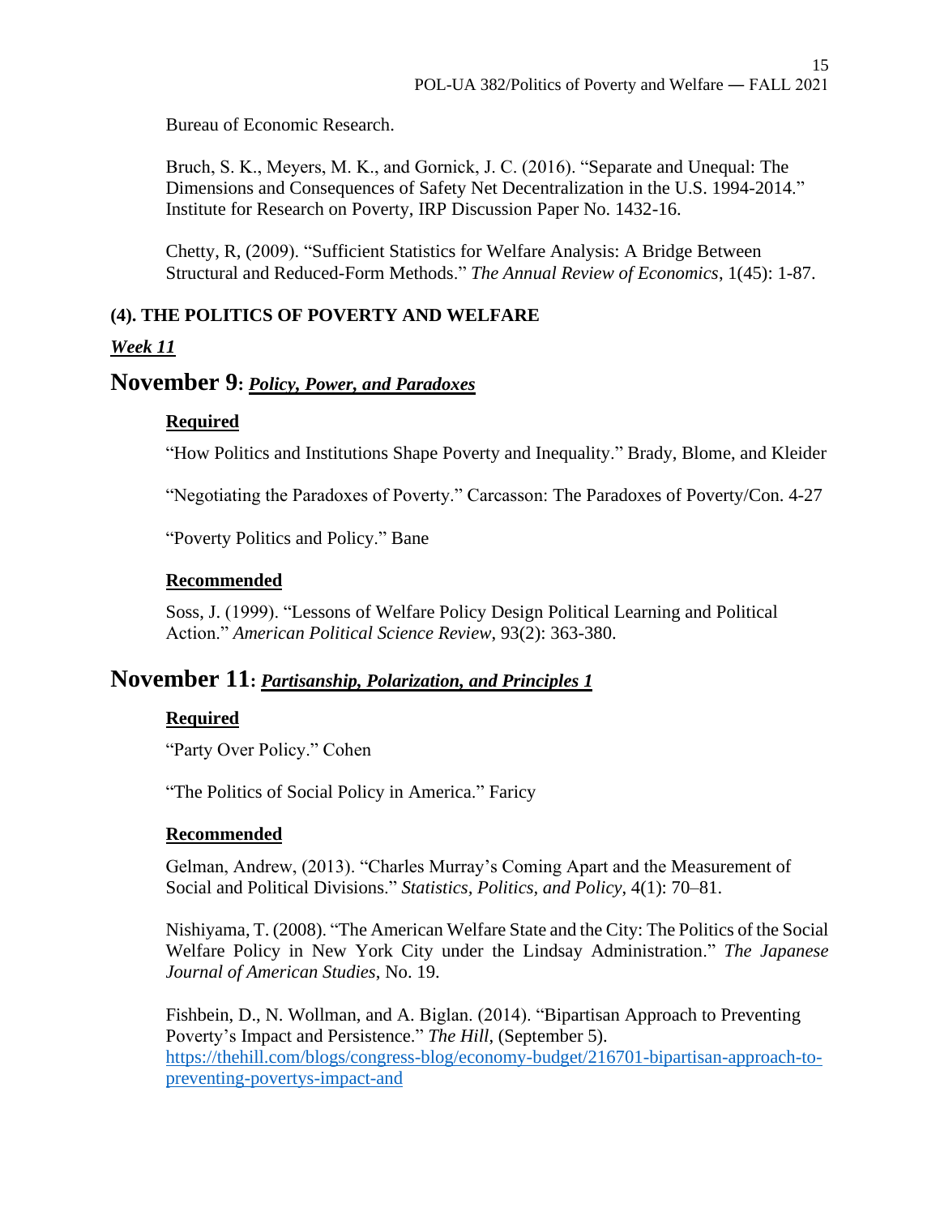Bureau of Economic Research.

Bruch, S. K., Meyers, M. K., and Gornick, J. C. (2016). "Separate and Unequal: The Dimensions and Consequences of Safety Net Decentralization in the U.S. 1994-2014." Institute for Research on Poverty, IRP Discussion Paper No. 1432-16.

Chetty, R, (2009). "Sufficient Statistics for Welfare Analysis: A Bridge Between Structural and Reduced-Form Methods." *The Annual Review of Economics*, 1(45): 1-87.

### (4). THE POLITICS OF POVERTY AND WELFARE

***Week 11***

## November 9: ***Policy, Power, and Paradoxes***

**Required**

"How Politics and Institutions Shape Poverty and Inequality." Brady, Blome, and Kleider

"Negotiating the Paradoxes of Poverty." Carcasson: The Paradoxes of Poverty/Con. 4-27

"Poverty Politics and Policy." Bane

**Recommended**

Soss, J. (1999). "Lessons of Welfare Policy Design Political Learning and Political Action." *American Political Science Review*, 93(2): 363-380.

## November 11: ***Partisanship, Polarization, and Principles 1***

**Required**

"Party Over Policy." Cohen

"The Politics of Social Policy in America." Faricy

**Recommended**

Gelman, Andrew, (2013). "Charles Murray's Coming Apart and the Measurement of Social and Political Divisions." *Statistics, Politics, and Policy*, 4(1): 70–81.

Nishiyama, T. (2008). "The American Welfare State and the City: The Politics of the Social Welfare Policy in New York City under the Lindsay Administration." *The Japanese Journal of American Studies*, No. 19.

Fishbein, D., N. Wollman, and A. Biglan. (2014). "Bipartisan Approach to Preventing Poverty's Impact and Persistence." *The Hill*, (September 5). https://thehill.com/blogs/congress-blog/economy-budget/216701-bipartisan-approach-to-preventing-povertys-impact-and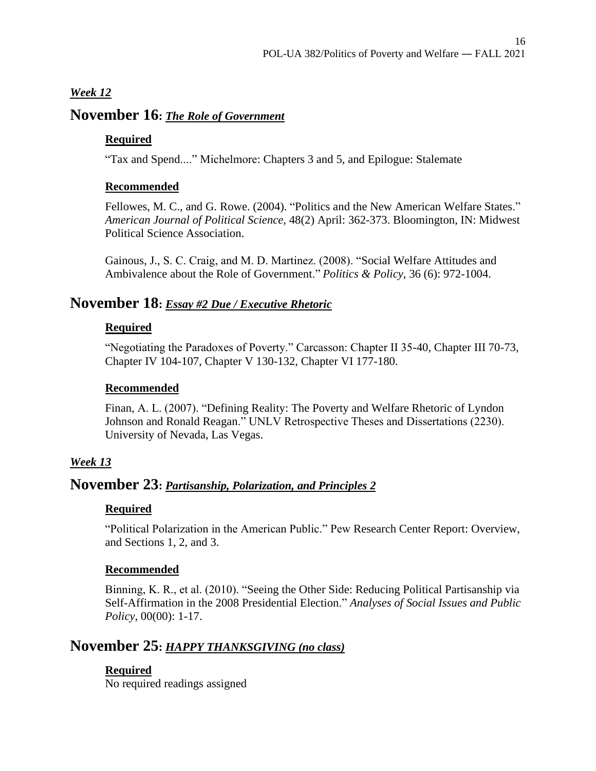***Week 12***

## November 16: ***The Role of Government***

**Required**

"Tax and Spend...." Michelmore: Chapters 3 and 5, and Epilogue: Stalemate

**Recommended**

Fellowes, M. C., and G. Rowe. (2004). "Politics and the New American Welfare States." *American Journal of Political Science*, 48(2) April: 362-373. Bloomington, IN: Midwest Political Science Association.

Gainous, J., S. C. Craig, and M. D. Martinez. (2008). "Social Welfare Attitudes and Ambivalence about the Role of Government." *Politics & Policy*, 36 (6): 972-1004.

## November 18: ***Essay #2 Due / Executive Rhetoric***

**Required**

"Negotiating the Paradoxes of Poverty." Carcasson: Chapter II 35-40, Chapter III 70-73, Chapter IV 104-107, Chapter V 130-132, Chapter VI 177-180.

**Recommended**

Finan, A. L. (2007). "Defining Reality: The Poverty and Welfare Rhetoric of Lyndon Johnson and Ronald Reagan." UNLV Retrospective Theses and Dissertations (2230). University of Nevada, Las Vegas.

***Week 13***

## November 23: ***Partisanship, Polarization, and Principles 2***

**Required**

"Political Polarization in the American Public." Pew Research Center Report: Overview, and Sections 1, 2, and 3.

**Recommended**

Binning, K. R., et al. (2010). "Seeing the Other Side: Reducing Political Partisanship via Self-Affirmation in the 2008 Presidential Election." *Analyses of Social Issues and Public Policy*, 00(00): 1-17.

## November 25: ***HAPPY THANKSGIVING (no class)***

**Required**
No required readings assigned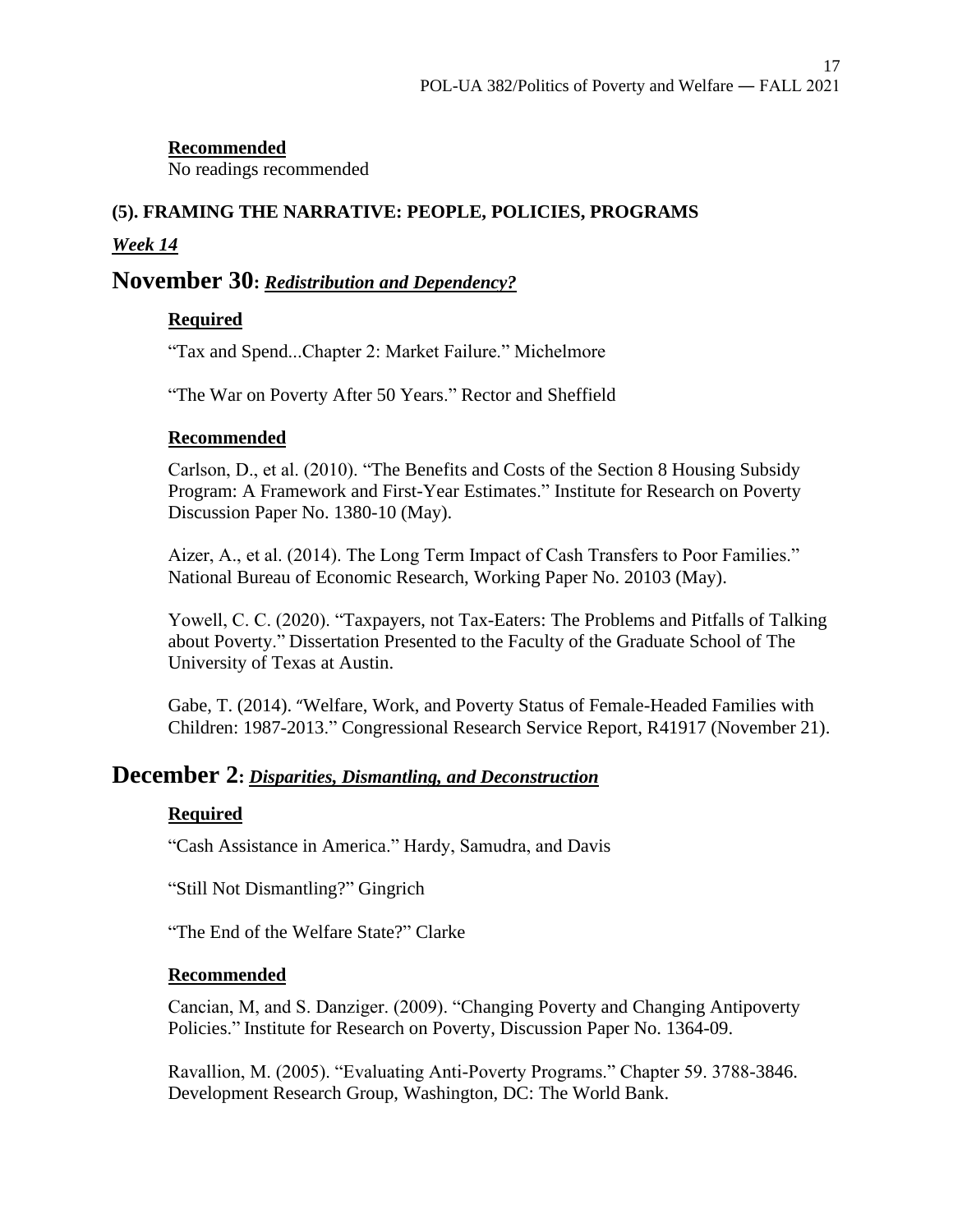**Recommended**

No readings recommended

### (5). FRAMING THE NARRATIVE: PEOPLE, POLICIES, PROGRAMS

***Week 14***

## November 30: ***Redistribution and Dependency?***

**Required**

"Tax and Spend...Chapter 2: Market Failure." Michelmore

"The War on Poverty After 50 Years." Rector and Sheffield

**Recommended**

Carlson, D., et al. (2010). "The Benefits and Costs of the Section 8 Housing Subsidy Program: A Framework and First-Year Estimates." Institute for Research on Poverty Discussion Paper No. 1380-10 (May).

Aizer, A., et al. (2014). The Long Term Impact of Cash Transfers to Poor Families." National Bureau of Economic Research, Working Paper No. 20103 (May).

Yowell, C. C. (2020). "Taxpayers, not Tax-Eaters: The Problems and Pitfalls of Talking about Poverty." Dissertation Presented to the Faculty of the Graduate School of The University of Texas at Austin.

Gabe, T. (2014). "Welfare, Work, and Poverty Status of Female-Headed Families with Children: 1987-2013." Congressional Research Service Report, R41917 (November 21).

## December 2: ***Disparities, Dismantling, and Deconstruction***

**Required**

"Cash Assistance in America." Hardy, Samudra, and Davis

"Still Not Dismantling?" Gingrich

"The End of the Welfare State?" Clarke

**Recommended**

Cancian, M, and S. Danziger. (2009). "Changing Poverty and Changing Antipoverty Policies." Institute for Research on Poverty, Discussion Paper No. 1364-09.

Ravallion, M. (2005). "Evaluating Anti-Poverty Programs." Chapter 59. 3788-3846. Development Research Group, Washington, DC: The World Bank.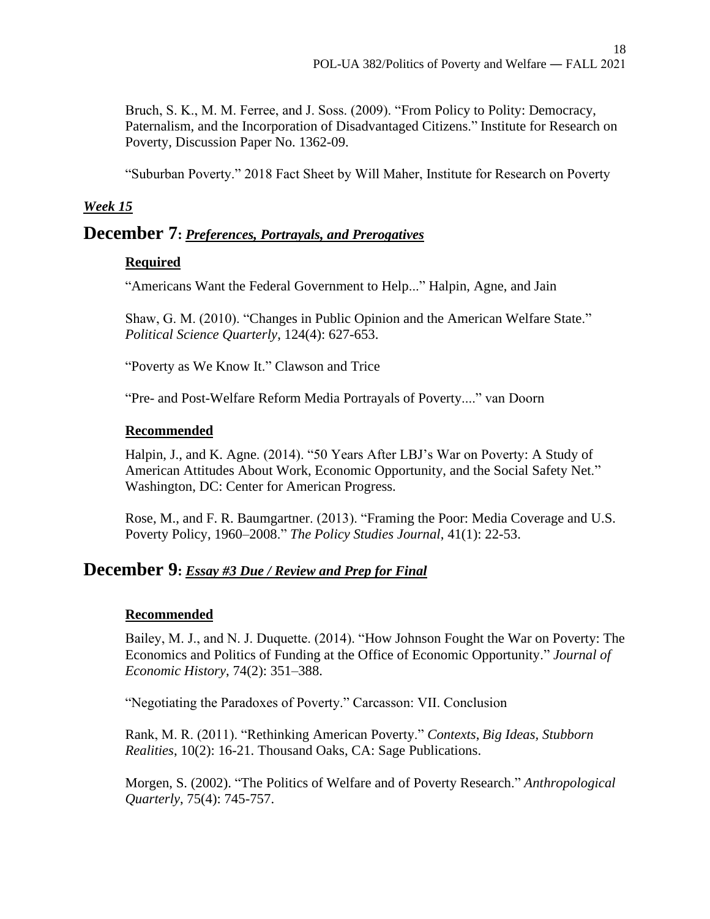Bruch, S. K., M. M. Ferree, and J. Soss. (2009). "From Policy to Polity: Democracy, Paternalism, and the Incorporation of Disadvantaged Citizens." Institute for Research on Poverty, Discussion Paper No. 1362-09.

"Suburban Poverty." 2018 Fact Sheet by Will Maher, Institute for Research on Poverty

***Week 15***

## December 7: ***Preferences, Portrayals, and Prerogatives***

**Required**

"Americans Want the Federal Government to Help..." Halpin, Agne, and Jain

Shaw, G. M. (2010). "Changes in Public Opinion and the American Welfare State." *Political Science Quarterly*, 124(4): 627-653.

"Poverty as We Know It." Clawson and Trice

"Pre- and Post-Welfare Reform Media Portrayals of Poverty...." van Doorn

**Recommended**

Halpin, J., and K. Agne. (2014). "50 Years After LBJ's War on Poverty: A Study of American Attitudes About Work, Economic Opportunity, and the Social Safety Net." Washington, DC: Center for American Progress.

Rose, M., and F. R. Baumgartner. (2013). "Framing the Poor: Media Coverage and U.S. Poverty Policy, 1960–2008." *The Policy Studies Journal*, 41(1): 22-53.

## December 9: ***Essay #3 Due / Review and Prep for Final***

**Recommended**

Bailey, M. J., and N. J. Duquette. (2014). "How Johnson Fought the War on Poverty: The Economics and Politics of Funding at the Office of Economic Opportunity." *Journal of Economic History*, 74(2): 351–388.

"Negotiating the Paradoxes of Poverty." Carcasson: VII. Conclusion

Rank, M. R. (2011). "Rethinking American Poverty." *Contexts, Big Ideas, Stubborn Realities*, 10(2): 16-21. Thousand Oaks, CA: Sage Publications.

Morgen, S. (2002). "The Politics of Welfare and of Poverty Research." *Anthropological Quarterly*, 75(4): 745-757.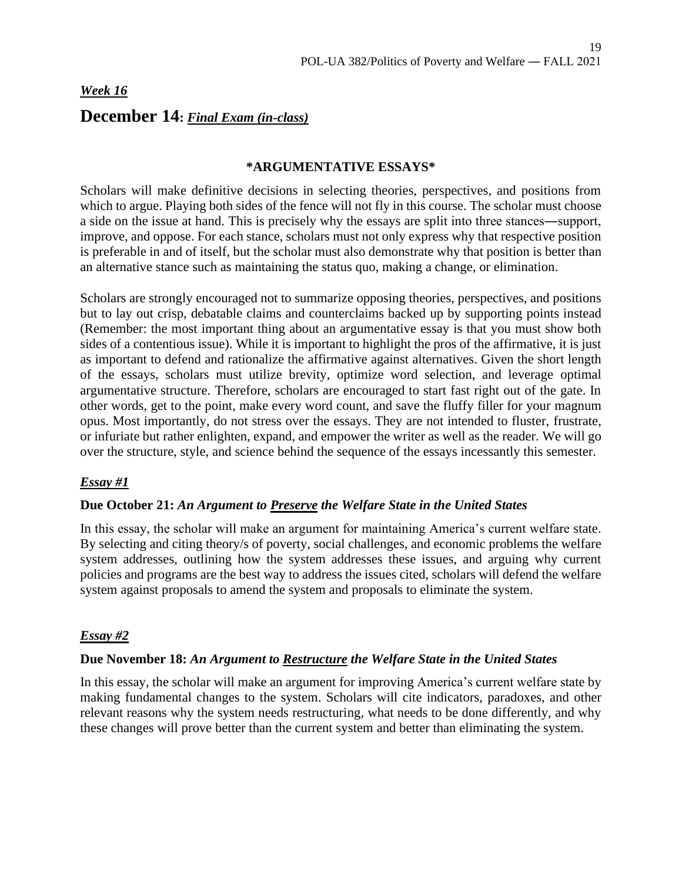***Week 16***

# December 14: ***Final Exam (in-class)***

**\*ARGUMENTATIVE ESSAYS\***

Scholars will make definitive decisions in selecting theories, perspectives, and positions from which to argue. Playing both sides of the fence will not fly in this course. The scholar must choose a side on the issue at hand. This is precisely why the essays are split into three stances—support, improve, and oppose. For each stance, scholars must not only express why that respective position is preferable in and of itself, but the scholar must also demonstrate why that position is better than an alternative stance such as maintaining the status quo, making a change, or elimination.

Scholars are strongly encouraged not to summarize opposing theories, perspectives, and positions but to lay out crisp, debatable claims and counterclaims backed up by supporting points instead (Remember: the most important thing about an argumentative essay is that you must show both sides of a contentious issue). While it is important to highlight the pros of the affirmative, it is just as important to defend and rationalize the affirmative against alternatives. Given the short length of the essays, scholars must utilize brevity, optimize word selection, and leverage optimal argumentative structure. Therefore, scholars are encouraged to start fast right out of the gate. In other words, get to the point, make every word count, and save the fluffy filler for your magnum opus. Most importantly, do not stress over the essays. They are not intended to fluster, frustrate, or infuriate but rather enlighten, expand, and empower the writer as well as the reader. We will go over the structure, style, and science behind the sequence of the essays incessantly this semester.

***Essay #1***

**Due October 21:** ***An Argument to Preserve the Welfare State in the United States***

In this essay, the scholar will make an argument for maintaining America's current welfare state. By selecting and citing theory/s of poverty, social challenges, and economic problems the welfare system addresses, outlining how the system addresses these issues, and arguing why current policies and programs are the best way to address the issues cited, scholars will defend the welfare system against proposals to amend the system and proposals to eliminate the system.

***Essay #2***

**Due November 18:** ***An Argument to Restructure the Welfare State in the United States***

In this essay, the scholar will make an argument for improving America's current welfare state by making fundamental changes to the system. Scholars will cite indicators, paradoxes, and other relevant reasons why the system needs restructuring, what needs to be done differently, and why these changes will prove better than the current system and better than eliminating the system.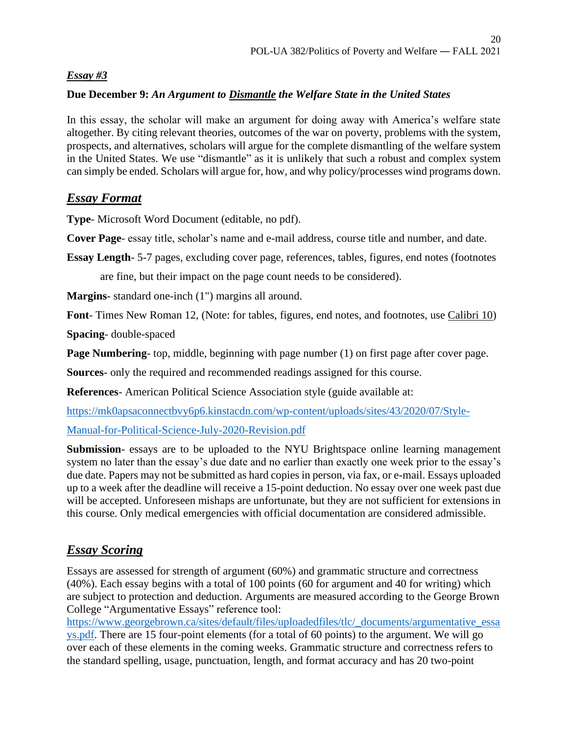***Essay #3***

**Due December 9:** ***An Argument to Dismantle the Welfare State in the United States***

In this essay, the scholar will make an argument for doing away with America's welfare state altogether. By citing relevant theories, outcomes of the war on poverty, problems with the system, prospects, and alternatives, scholars will argue for the complete dismantling of the welfare system in the United States. We use "dismantle" as it is unlikely that such a robust and complex system can simply be ended. Scholars will argue for, how, and why policy/processes wind programs down.

## ***Essay Format***

**Type**- Microsoft Word Document (editable, no pdf).

**Cover Page**- essay title, scholar's name and e-mail address, course title and number, and date.

**Essay Length**- 5-7 pages, excluding cover page, references, tables, figures, end notes (footnotes are fine, but their impact on the page count needs to be considered).

**Margins**- standard one-inch (1") margins all around.

**Font**- Times New Roman 12, (Note: for tables, figures, end notes, and footnotes, use Calibri 10)

**Spacing**- double-spaced

**Page Numbering**- top, middle, beginning with page number (1) on first page after cover page.

**Sources**- only the required and recommended readings assigned for this course.

**References**- American Political Science Association style (guide available at: https://mk0apsaconnectbvy6p6.kinstacdn.com/wp-content/uploads/sites/43/2020/07/Style-Manual-for-Political-Science-July-2020-Revision.pdf

**Submission**- essays are to be uploaded to the NYU Brightspace online learning management system no later than the essay's due date and no earlier than exactly one week prior to the essay's due date. Papers may not be submitted as hard copies in person, via fax, or e-mail. Essays uploaded up to a week after the deadline will receive a 15-point deduction. No essay over one week past due will be accepted. Unforeseen mishaps are unfortunate, but they are not sufficient for extensions in this course. Only medical emergencies with official documentation are considered admissible.

## ***Essay Scoring***

Essays are assessed for strength of argument (60%) and grammatic structure and correctness (40%). Each essay begins with a total of 100 points (60 for argument and 40 for writing) which are subject to protection and deduction. Arguments are measured according to the George Brown College "Argumentative Essays" reference tool: https://www.georgebrown.ca/sites/default/files/uploadedfiles/tlc/_documents/argumentative_essays.pdf. There are 15 four-point elements (for a total of 60 points) to the argument. We will go over each of these elements in the coming weeks. Grammatic structure and correctness refers to the standard spelling, usage, punctuation, length, and format accuracy and has 20 two-point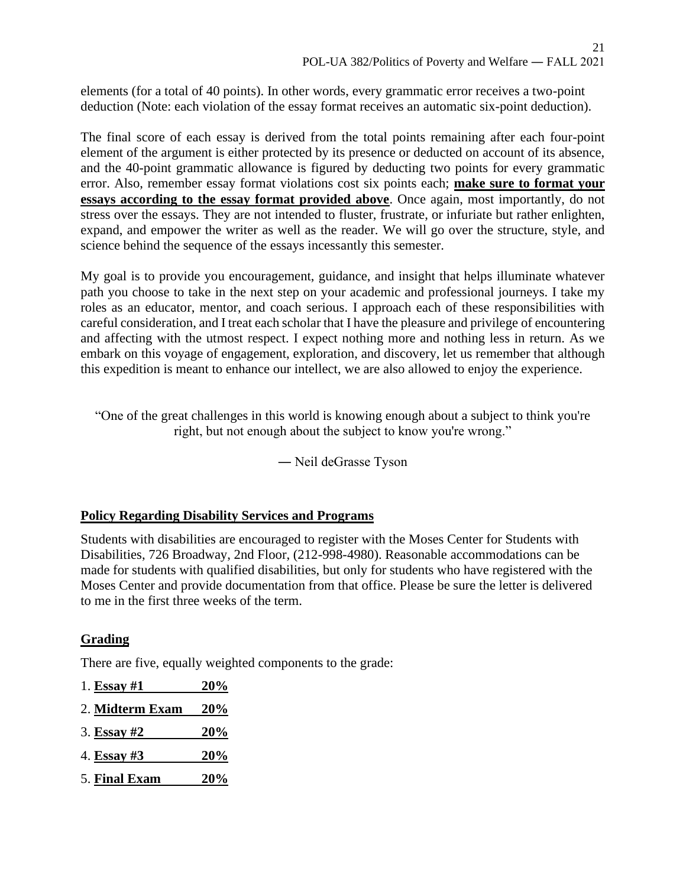elements (for a total of 40 points). In other words, every grammatic error receives a two-point deduction (Note: each violation of the essay format receives an automatic six-point deduction).

The final score of each essay is derived from the total points remaining after each four-point element of the argument is either protected by its presence or deducted on account of its absence, and the 40-point grammatic allowance is figured by deducting two points for every grammatic error. Also, remember essay format violations cost six points each; **make sure to format your essays according to the essay format provided above**. Once again, most importantly, do not stress over the essays. They are not intended to fluster, frustrate, or infuriate but rather enlighten, expand, and empower the writer as well as the reader. We will go over the structure, style, and science behind the sequence of the essays incessantly this semester.

My goal is to provide you encouragement, guidance, and insight that helps illuminate whatever path you choose to take in the next step on your academic and professional journeys. I take my roles as an educator, mentor, and coach serious. I approach each of these responsibilities with careful consideration, and I treat each scholar that I have the pleasure and privilege of encountering and affecting with the utmost respect. I expect nothing more and nothing less in return. As we embark on this voyage of engagement, exploration, and discovery, let us remember that although this expedition is meant to enhance our intellect, we are also allowed to enjoy the experience.

"One of the great challenges in this world is knowing enough about a subject to think you're right, but not enough about the subject to know you're wrong."

― Neil deGrasse Tyson

## Policy Regarding Disability Services and Programs

Students with disabilities are encouraged to register with the Moses Center for Students with Disabilities, 726 Broadway, 2nd Floor, (212-998-4980). Reasonable accommodations can be made for students with qualified disabilities, but only for students who have registered with the Moses Center and provide documentation from that office. Please be sure the letter is delivered to me in the first three weeks of the term.

## Grading

There are five, equally weighted components to the grade:

1. **Essay #1 20%**
2. **Midterm Exam 20%**
3. **Essay #2 20%**
4. **Essay #3 20%**
5. **Final Exam 20%**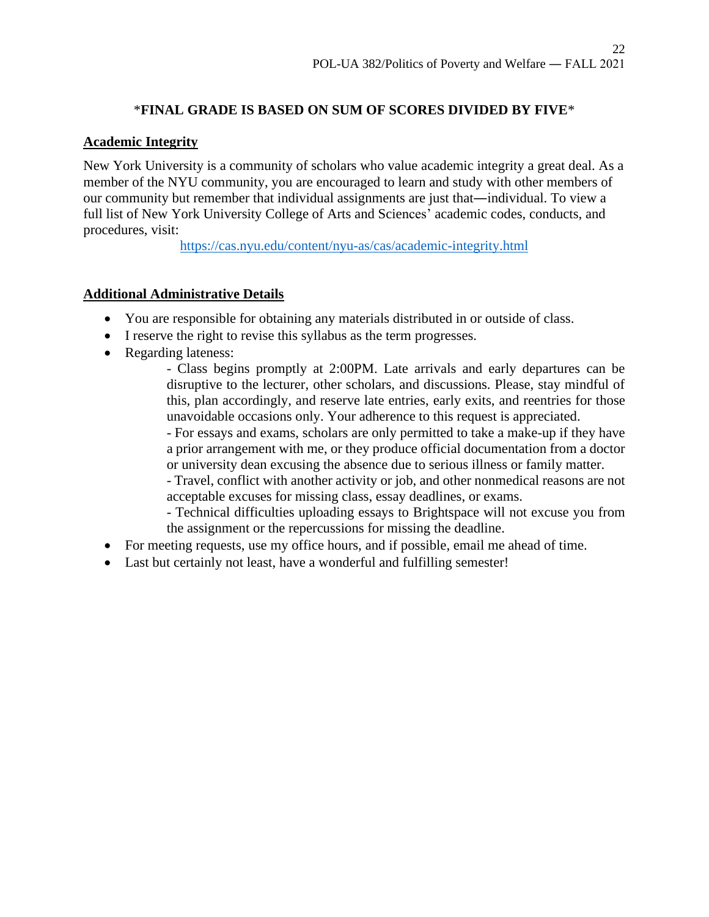\***FINAL GRADE IS BASED ON SUM OF SCORES DIVIDED BY FIVE**\*

## Academic Integrity

New York University is a community of scholars who value academic integrity a great deal. As a member of the NYU community, you are encouraged to learn and study with other members of our community but remember that individual assignments are just that—individual. To view a full list of New York University College of Arts and Sciences' academic codes, conducts, and procedures, visit:

https://cas.nyu.edu/content/nyu-as/cas/academic-integrity.html

## Additional Administrative Details

- You are responsible for obtaining any materials distributed in or outside of class.
- I reserve the right to revise this syllabus as the term progresses.
- Regarding lateness:
  - Class begins promptly at 2:00PM. Late arrivals and early departures can be disruptive to the lecturer, other scholars, and discussions. Please, stay mindful of this, plan accordingly, and reserve late entries, early exits, and reentries for those unavoidable occasions only. Your adherence to this request is appreciated.
  - For essays and exams, scholars are only permitted to take a make-up if they have a prior arrangement with me, or they produce official documentation from a doctor or university dean excusing the absence due to serious illness or family matter.
  - Travel, conflict with another activity or job, and other nonmedical reasons are not acceptable excuses for missing class, essay deadlines, or exams.
  - Technical difficulties uploading essays to Brightspace will not excuse you from the assignment or the repercussions for missing the deadline.
- For meeting requests, use my office hours, and if possible, email me ahead of time.
- Last but certainly not least, have a wonderful and fulfilling semester!